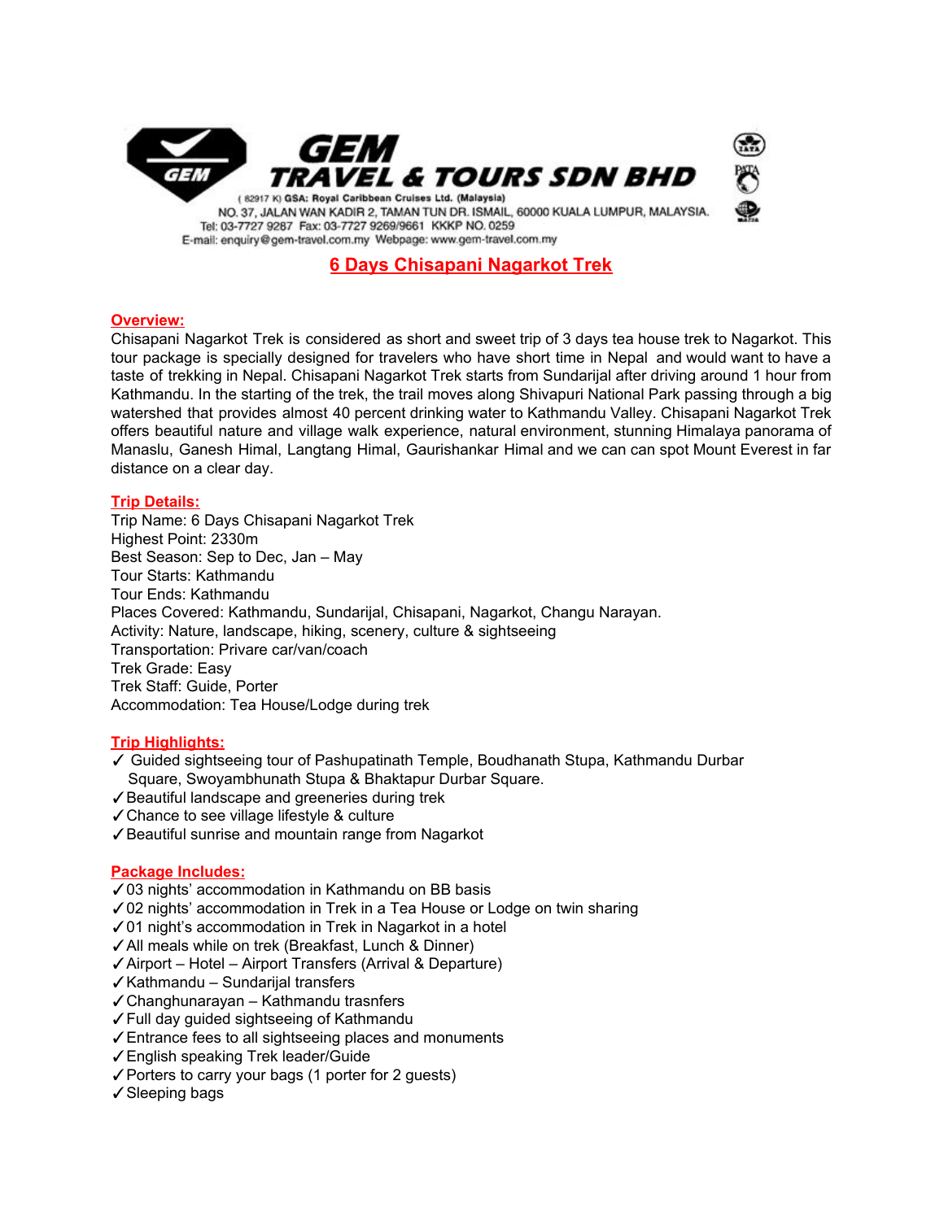# GEM TRAVEL & TOURS SDN BHD

( 82917 K) GSA: Royal Caribbean Cruises Ltd. (Malaysia)
NO. 37, JALAN WAN KADIR 2, TAMAN TUN DR. ISMAIL, 60000 KUALA LUMPUR, MALAYSIA.
Tel: 03-7727 9287 Fax: 03-7727 9269/9661 KKKP NO. 0259
E-mail: enquiry@gem-travel.com.my Webpage: www.gem-travel.com.my

## 6 Days Chisapani Nagarkot Trek

### Overview:

Chisapani Nagarkot Trek is considered as short and sweet trip of 3 days tea house trek to Nagarkot. This tour package is specially designed for travelers who have short time in Nepal and would want to have a taste of trekking in Nepal. Chisapani Nagarkot Trek starts from Sundarijal after driving around 1 hour from Kathmandu. In the starting of the trek, the trail moves along Shivapuri National Park passing through a big watershed that provides almost 40 percent drinking water to Kathmandu Valley. Chisapani Nagarkot Trek offers beautiful nature and village walk experience, natural environment, stunning Himalaya panorama of Manaslu, Ganesh Himal, Langtang Himal, Gaurishankar Himal and we can can spot Mount Everest in far distance on a clear day.

### Trip Details:

Trip Name: 6 Days Chisapani Nagarkot Trek
Highest Point: 2330m
Best Season: Sep to Dec, Jan – May
Tour Starts: Kathmandu
Tour Ends: Kathmandu
Places Covered: Kathmandu, Sundarijal, Chisapani, Nagarkot, Changu Narayan.
Activity: Nature, landscape, hiking, scenery, culture & sightseeing
Transportation: Privare car/van/coach
Trek Grade: Easy
Trek Staff: Guide, Porter
Accommodation: Tea House/Lodge during trek

### Trip Highlights:

- ✓ Guided sightseeing tour of Pashupatinath Temple, Boudhanath Stupa, Kathmandu Durbar Square, Swoyambhunath Stupa & Bhaktapur Durbar Square.
- ✓ Beautiful landscape and greeneries during trek
- ✓ Chance to see village lifestyle & culture
- ✓ Beautiful sunrise and mountain range from Nagarkot

### Package Includes:

- ✓ 03 nights' accommodation in Kathmandu on BB basis
- ✓ 02 nights' accommodation in Trek in a Tea House or Lodge on twin sharing
- ✓ 01 night's accommodation in Trek in Nagarkot in a hotel
- ✓ All meals while on trek (Breakfast, Lunch & Dinner)
- ✓ Airport – Hotel – Airport Transfers (Arrival & Departure)
- ✓ Kathmandu – Sundarijal transfers
- ✓ Changhunarayan – Kathmandu trasnfers
- ✓ Full day guided sightseeing of Kathmandu
- ✓ Entrance fees to all sightseeing places and monuments
- ✓ English speaking Trek leader/Guide
- ✓ Porters to carry your bags (1 porter for 2 guests)
- ✓ Sleeping bags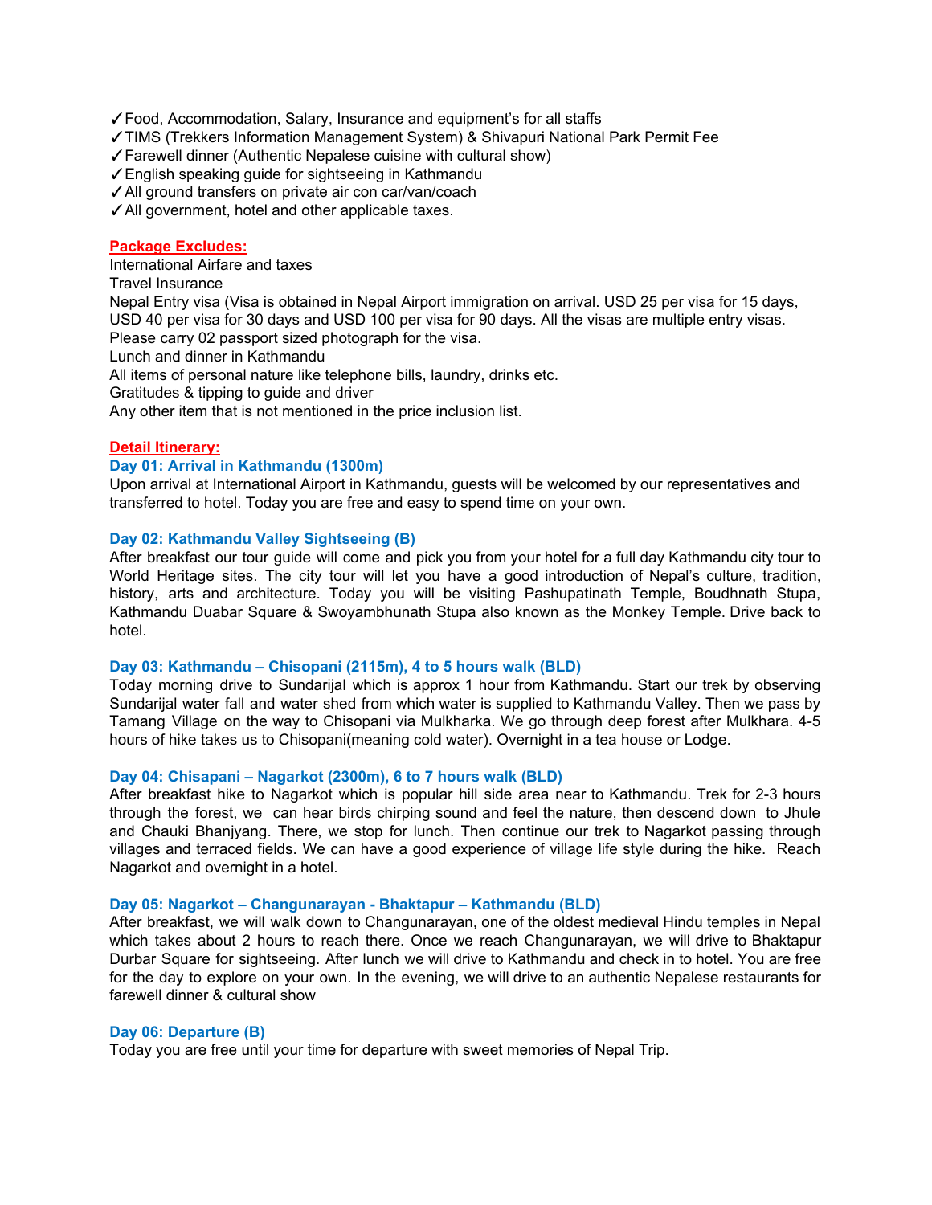✓Food, Accommodation, Salary, Insurance and equipment's for all staffs
✓TIMS (Trekkers Information Management System) & Shivapuri National Park Permit Fee
✓Farewell dinner (Authentic Nepalese cuisine with cultural show)
✓English speaking guide for sightseeing in Kathmandu
✓All ground transfers on private air con car/van/coach
✓All government, hotel and other applicable taxes.

**Package Excludes:**

International Airfare and taxes
Travel Insurance
Nepal Entry visa (Visa is obtained in Nepal Airport immigration on arrival. USD 25 per visa for 15 days, USD 40 per visa for 30 days and USD 100 per visa for 90 days. All the visas are multiple entry visas. Please carry 02 passport sized photograph for the visa.
Lunch and dinner in Kathmandu
All items of personal nature like telephone bills, laundry, drinks etc.
Gratitudes & tipping to guide and driver
Any other item that is not mentioned in the price inclusion list.

**Detail Itinerary:**

### Day 01: Arrival in Kathmandu (1300m)

Upon arrival at International Airport in Kathmandu, guests will be welcomed by our representatives and transferred to hotel. Today you are free and easy to spend time on your own.

### Day 02: Kathmandu Valley Sightseeing (B)

After breakfast our tour guide will come and pick you from your hotel for a full day Kathmandu city tour to World Heritage sites. The city tour will let you have a good introduction of Nepal's culture, tradition, history, arts and architecture. Today you will be visiting Pashupatinath Temple, Boudhnath Stupa, Kathmandu Duabar Square & Swoyambhunath Stupa also known as the Monkey Temple. Drive back to hotel.

### Day 03: Kathmandu – Chisopani (2115m), 4 to 5 hours walk (BLD)

Today morning drive to Sundarijal which is approx 1 hour from Kathmandu. Start our trek by observing Sundarijal water fall and water shed from which water is supplied to Kathmandu Valley. Then we pass by Tamang Village on the way to Chisopani via Mulkharka. We go through deep forest after Mulkhara. 4-5 hours of hike takes us to Chisopani(meaning cold water). Overnight in a tea house or Lodge.

### Day 04: Chisapani – Nagarkot (2300m), 6 to 7 hours walk (BLD)

After breakfast hike to Nagarkot which is popular hill side area near to Kathmandu. Trek for 2-3 hours through the forest, we can hear birds chirping sound and feel the nature, then descend down to Jhule and Chauki Bhanjyang. There, we stop for lunch. Then continue our trek to Nagarkot passing through villages and terraced fields. We can have a good experience of village life style during the hike. Reach Nagarkot and overnight in a hotel.

### Day 05: Nagarkot – Changunarayan - Bhaktapur – Kathmandu (BLD)

After breakfast, we will walk down to Changunarayan, one of the oldest medieval Hindu temples in Nepal which takes about 2 hours to reach there. Once we reach Changunarayan, we will drive to Bhaktapur Durbar Square for sightseeing. After lunch we will drive to Kathmandu and check in to hotel. You are free for the day to explore on your own. In the evening, we will drive to an authentic Nepalese restaurants for farewell dinner & cultural show

### Day 06: Departure (B)

Today you are free until your time for departure with sweet memories of Nepal Trip.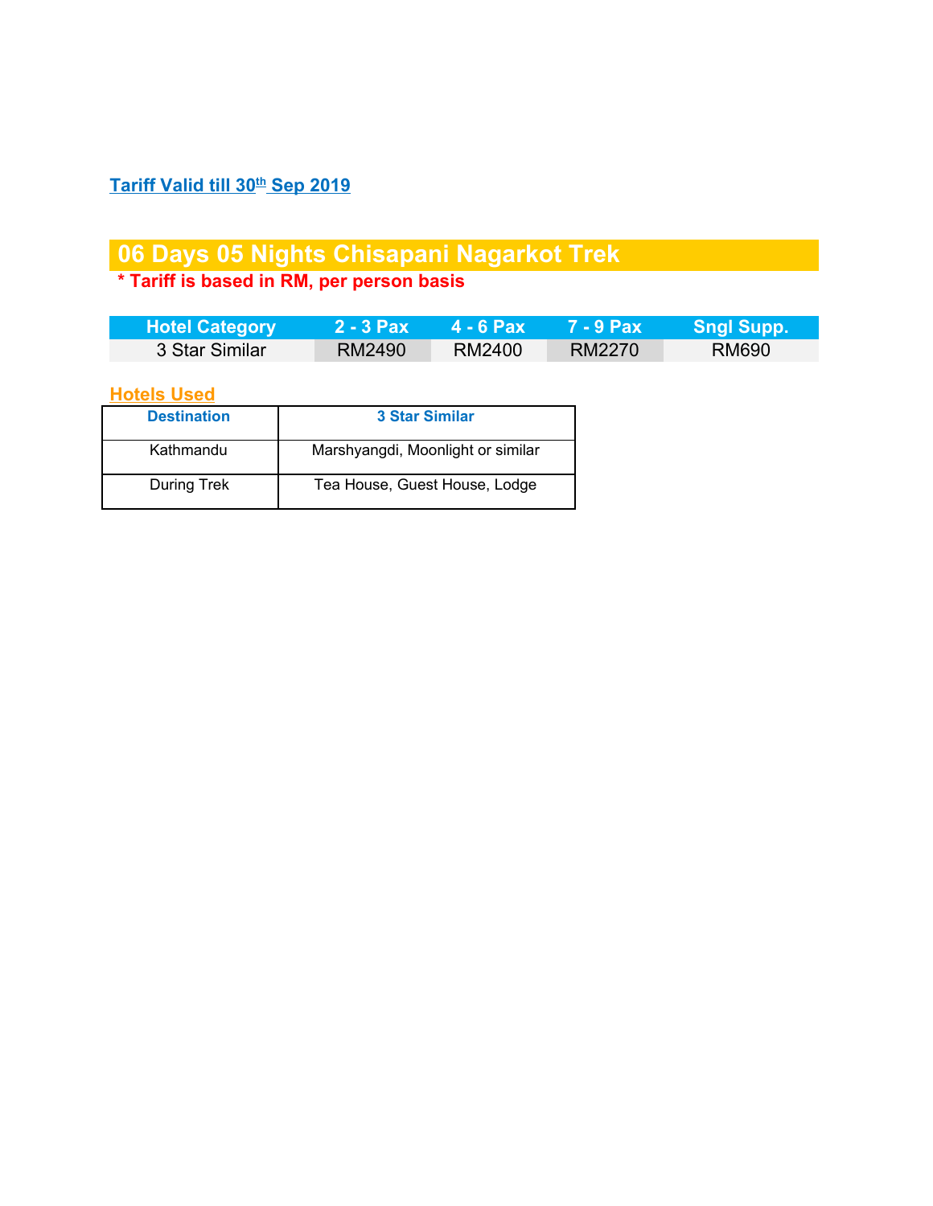**Tariff Valid till 30th Sep 2019**

## 06 Days 05 Nights Chisapani Nagarkot Trek

**\* Tariff is based in RM, per person basis**

| Hotel Category | 2 - 3 Pax | 4 - 6 Pax | 7 - 9 Pax | Sngl Supp. |
|---|---|---|---|---|
| 3 Star Similar | RM2490 | RM2400 | RM2270 | RM690 |

**Hotels Used**

| Destination | 3 Star Similar |
|---|---|
| Kathmandu | Marshyangdi, Moonlight or similar |
| During Trek | Tea House, Guest House, Lodge |